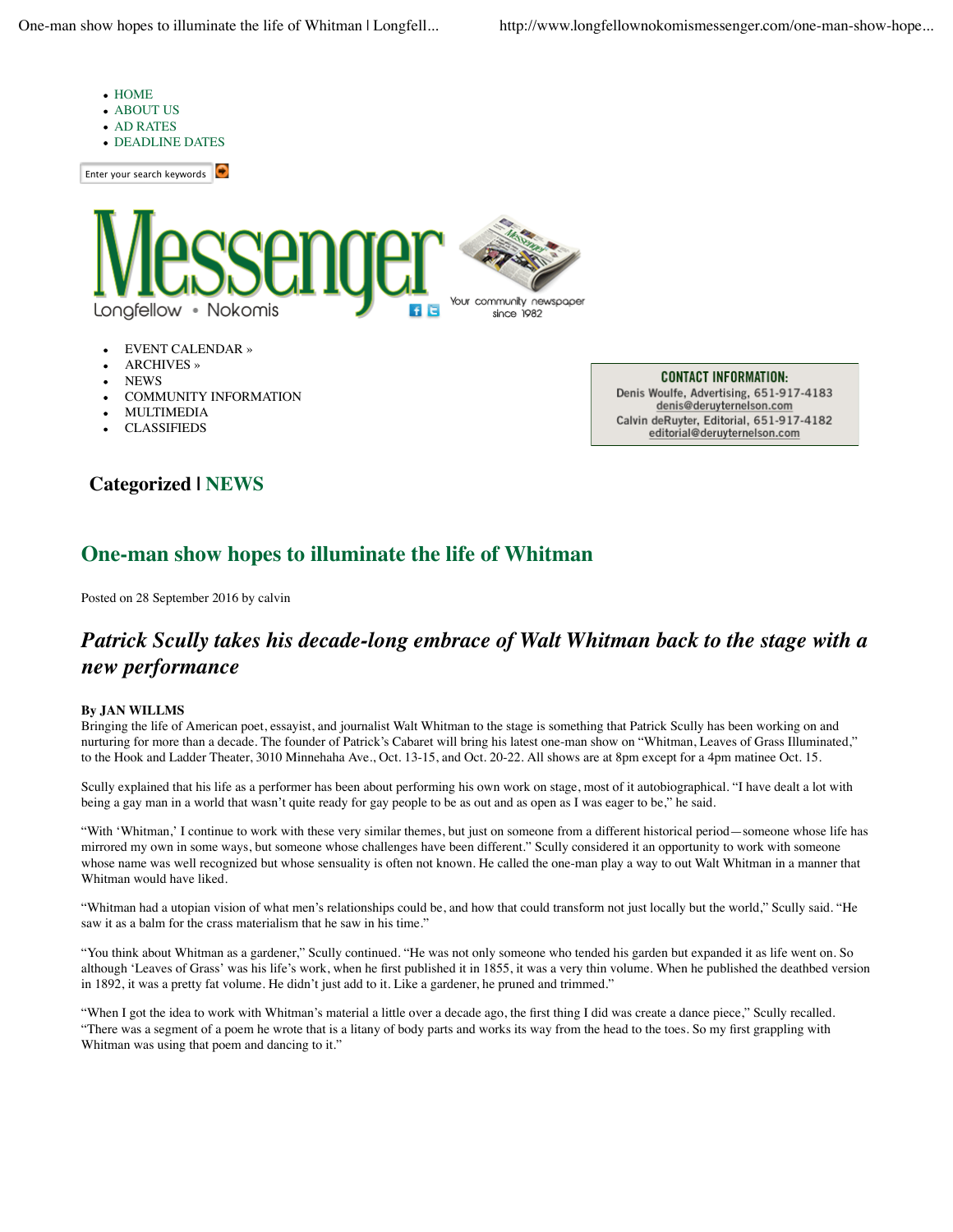- HOME
- ABOUT US
- AD RATES
- DEADLINE DATES

Enter your search keywords

Messenger
Longfellow • Nokomis
Your community newspaper since 1982

- EVENT CALENDAR »
- ARCHIVES »
- NEWS
- COMMUNITY INFORMATION
- MULTIMEDIA
- CLASSIFIEDS

**CONTACT INFORMATION:**
Denis Woulfe, Advertising, 651-917-4183
denis@deruyternelson.com
Calvin deRuyter, Editorial, 651-917-4182
editorial@deruyternelson.com

## Categorized | NEWS

# One-man show hopes to illuminate the life of Whitman

Posted on 28 September 2016 by calvin

## *Patrick Scully takes his decade-long embrace of Walt Whitman back to the stage with a new performance*

**By JAN WILLMS**

Bringing the life of American poet, essayist, and journalist Walt Whitman to the stage is something that Patrick Scully has been working on and nurturing for more than a decade. The founder of Patrick's Cabaret will bring his latest one-man show on "Whitman, Leaves of Grass Illuminated," to the Hook and Ladder Theater, 3010 Minnehaha Ave., Oct. 13-15, and Oct. 20-22. All shows are at 8pm except for a 4pm matinee Oct. 15.

Scully explained that his life as a performer has been about performing his own work on stage, most of it autobiographical. "I have dealt a lot with being a gay man in a world that wasn't quite ready for gay people to be as out and as open as I was eager to be," he said.

"With 'Whitman,' I continue to work with these very similar themes, but just on someone from a different historical period—someone whose life has mirrored my own in some ways, but someone whose challenges have been different." Scully considered it an opportunity to work with someone whose name was well recognized but whose sensuality is often not known. He called the one-man play a way to out Walt Whitman in a manner that Whitman would have liked.

"Whitman had a utopian vision of what men's relationships could be, and how that could transform not just locally but the world," Scully said. "He saw it as a balm for the crass materialism that he saw in his time."

"You think about Whitman as a gardener," Scully continued. "He was not only someone who tended his garden but expanded it as life went on. So although 'Leaves of Grass' was his life's work, when he first published it in 1855, it was a very thin volume. When he published the deathbed version in 1892, it was a pretty fat volume. He didn't just add to it. Like a gardener, he pruned and trimmed."

"When I got the idea to work with Whitman's material a little over a decade ago, the first thing I did was create a dance piece," Scully recalled. "There was a segment of a poem he wrote that is a litany of body parts and works its way from the head to the toes. So my first grappling with Whitman was using that poem and dancing to it."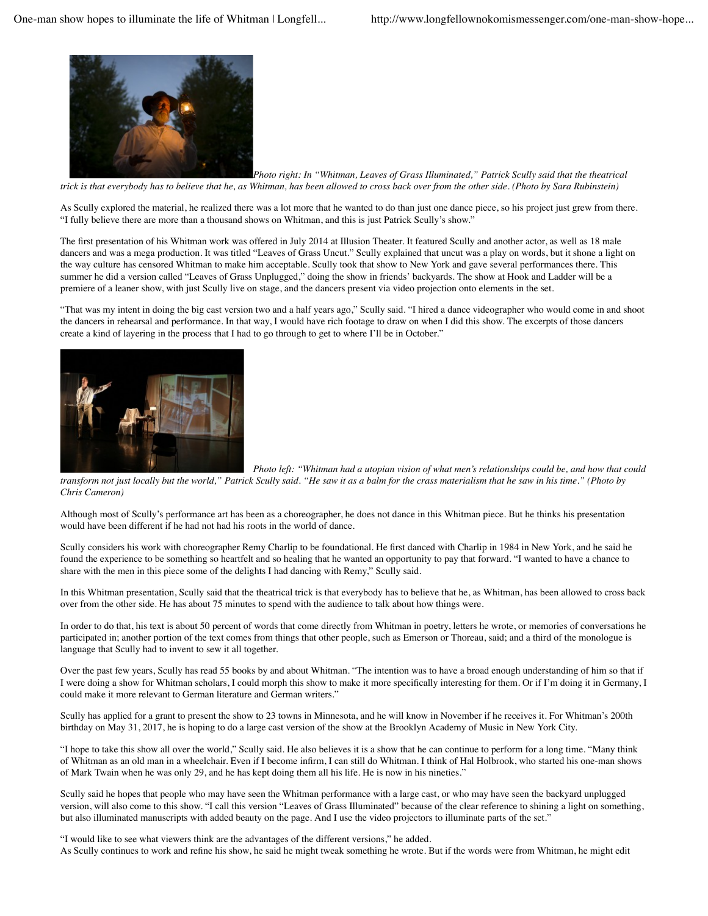*Photo right: In "Whitman, Leaves of Grass Illuminated," Patrick Scully said that the theatrical trick is that everybody has to believe that he, as Whitman, has been allowed to cross back over from the other side. (Photo by Sara Rubinstein)*

As Scully explored the material, he realized there was a lot more that he wanted to do than just one dance piece, so his project just grew from there. "I fully believe there are more than a thousand shows on Whitman, and this is just Patrick Scully's show."

The first presentation of his Whitman work was offered in July 2014 at Illusion Theater. It featured Scully and another actor, as well as 18 male dancers and was a mega production. It was titled "Leaves of Grass Uncut." Scully explained that uncut was a play on words, but it shone a light on the way culture has censored Whitman to make him acceptable. Scully took that show to New York and gave several performances there. This summer he did a version called "Leaves of Grass Unplugged," doing the show in friends' backyards. The show at Hook and Ladder will be a premiere of a leaner show, with just Scully live on stage, and the dancers present via video projection onto elements in the set.

"That was my intent in doing the big cast version two and a half years ago," Scully said. "I hired a dance videographer who would come in and shoot the dancers in rehearsal and performance. In that way, I would have rich footage to draw on when I did this show. The excerpts of those dancers create a kind of layering in the process that I had to go through to get to where I'll be in October."

*Photo left: "Whitman had a utopian vision of what men's relationships could be, and how that could transform not just locally but the world," Patrick Scully said. "He saw it as a balm for the crass materialism that he saw in his time." (Photo by Chris Cameron)*

Although most of Scully's performance art has been as a choreographer, he does not dance in this Whitman piece. But he thinks his presentation would have been different if he had not had his roots in the world of dance.

Scully considers his work with choreographer Remy Charlip to be foundational. He first danced with Charlip in 1984 in New York, and he said he found the experience to be something so heartfelt and so healing that he wanted an opportunity to pay that forward. "I wanted to have a chance to share with the men in this piece some of the delights I had dancing with Remy," Scully said.

In this Whitman presentation, Scully said that the theatrical trick is that everybody has to believe that he, as Whitman, has been allowed to cross back over from the other side. He has about 75 minutes to spend with the audience to talk about how things were.

In order to do that, his text is about 50 percent of words that come directly from Whitman in poetry, letters he wrote, or memories of conversations he participated in; another portion of the text comes from things that other people, such as Emerson or Thoreau, said; and a third of the monologue is language that Scully had to invent to sew it all together.

Over the past few years, Scully has read 55 books by and about Whitman. "The intention was to have a broad enough understanding of him so that if I were doing a show for Whitman scholars, I could morph this show to make it more specifically interesting for them. Or if I'm doing it in Germany, I could make it more relevant to German literature and German writers."

Scully has applied for a grant to present the show to 23 towns in Minnesota, and he will know in November if he receives it. For Whitman's 200th birthday on May 31, 2017, he is hoping to do a large cast version of the show at the Brooklyn Academy of Music in New York City.

"I hope to take this show all over the world," Scully said. He also believes it is a show that he can continue to perform for a long time. "Many think of Whitman as an old man in a wheelchair. Even if I become infirm, I can still do Whitman. I think of Hal Holbrook, who started his one-man shows of Mark Twain when he was only 29, and he has kept doing them all his life. He is now in his nineties."

Scully said he hopes that people who may have seen the Whitman performance with a large cast, or who may have seen the backyard unplugged version, will also come to this show. "I call this version "Leaves of Grass Illuminated" because of the clear reference to shining a light on something, but also illuminated manuscripts with added beauty on the page. And I use the video projectors to illuminate parts of the set."

"I would like to see what viewers think are the advantages of the different versions," he added.

As Scully continues to work and refine his show, he said he might tweak something he wrote. But if the words were from Whitman, he might edit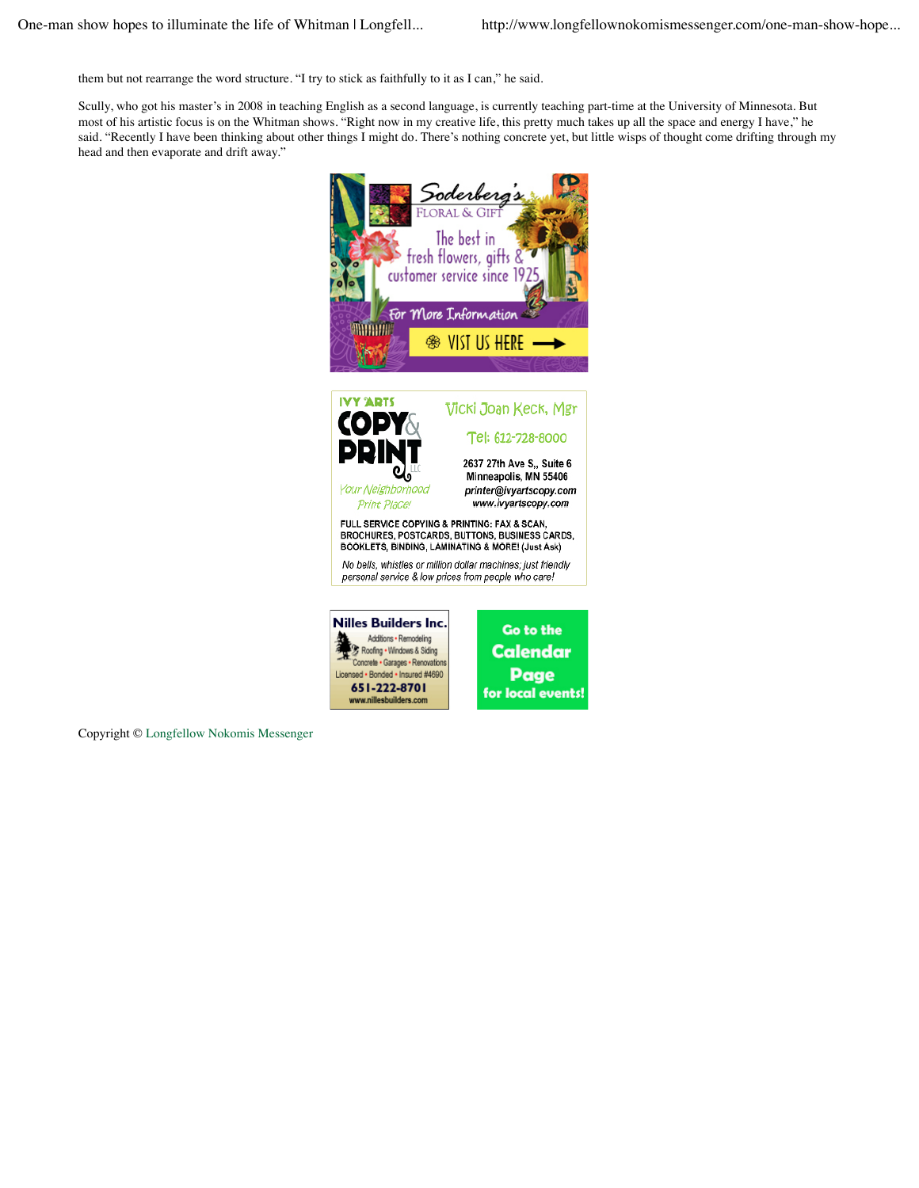them but not rearrange the word structure. "I try to stick as faithfully to it as I can," he said.

Scully, who got his master's in 2008 in teaching English as a second language, is currently teaching part-time at the University of Minnesota. But most of his artistic focus is on the Whitman shows. "Right now in my creative life, this pretty much takes up all the space and energy I have," he said. "Recently I have been thinking about other things I might do. There's nothing concrete yet, but little wisps of thought come drifting through my head and then evaporate and drift away."

Soderberg's FLORAL & GIFT

The best in fresh flowers, gifts & customer service since 1925

For More Information

VISIT US HERE →

IVY ARTS COPY & PRINT LLC

Your Neighborhood Print Place!

Vicki Joan Keck, Mgr

Tel: 612-728-8000

2637 27th Ave S., Suite 6
Minneapolis, MN 55406
printer@ivyartscopy.com
www.ivyartscopy.com

FULL SERVICE COPYING & PRINTING: FAX & SCAN, BROCHURES, POSTCARDS, BUTTONS, BUSINESS CARDS, BOOKLETS, BINDING, LAMINATING & MORE! (Just Ask)

No bells, whistles or million dollar machines; just friendly personal service & low prices from people who care!

Nilles Builders Inc.

Additions • Remodeling
Roofing • Windows & Siding
Concrete • Garages • Renovations
Licensed • Bonded • Insured #4690
651-222-8701
www.nillesbuilders.com

Go to the Calendar Page for local events!

Copyright © Longfellow Nokomis Messenger